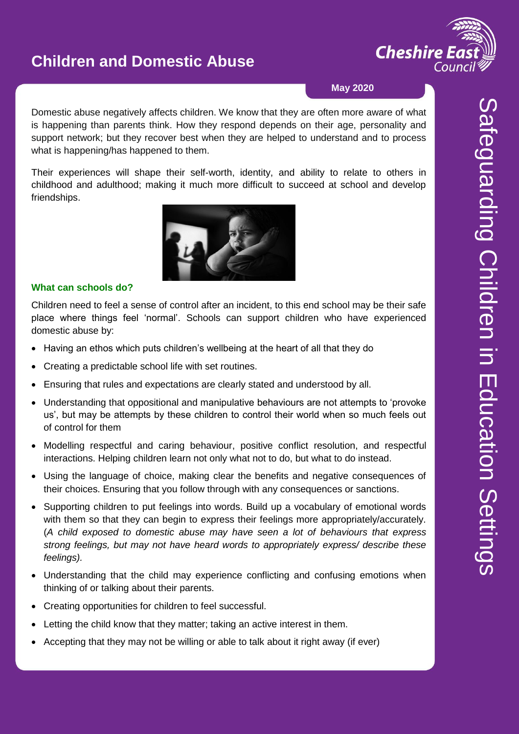# Children and Domestic Abuse

**May 2020**

Domestic abuse negatively affects children. We know that they are often more aware of what is happening than parents think. How they respond depends on their age, personality and support network; but they recover best when they are helped to understand and to process what is happening/has happened to them.

Their experiences will shape their self-worth, identity, and ability to relate to others in childhood and adulthood; making it much more difficult to succeed at school and develop friendships.

### What can schools do?

Children need to feel a sense of control after an incident, to this end school may be their safe place where things feel 'normal'. Schools can support children who have experienced domestic abuse by:

- Having an ethos which puts children's wellbeing at the heart of all that they do
- Creating a predictable school life with set routines.
- Ensuring that rules and expectations are clearly stated and understood by all.
- Understanding that oppositional and manipulative behaviours are not attempts to 'provoke us', but may be attempts by these children to control their world when so much feels out of control for them
- Modelling respectful and caring behaviour, positive conflict resolution, and respectful interactions. Helping children learn not only what not to do, but what to do instead.
- Using the language of choice, making clear the benefits and negative consequences of their choices. Ensuring that you follow through with any consequences or sanctions.
- Supporting children to put feelings into words. Build up a vocabulary of emotional words with them so that they can begin to express their feelings more appropriately/accurately. (*A child exposed to domestic abuse may have seen a lot of behaviours that express strong feelings, but may not have heard words to appropriately express/ describe these feelings).*
- Understanding that the child may experience conflicting and confusing emotions when thinking of or talking about their parents.
- Creating opportunities for children to feel successful.
- Letting the child know that they matter; taking an active interest in them.
- Accepting that they may not be willing or able to talk about it right away (if ever)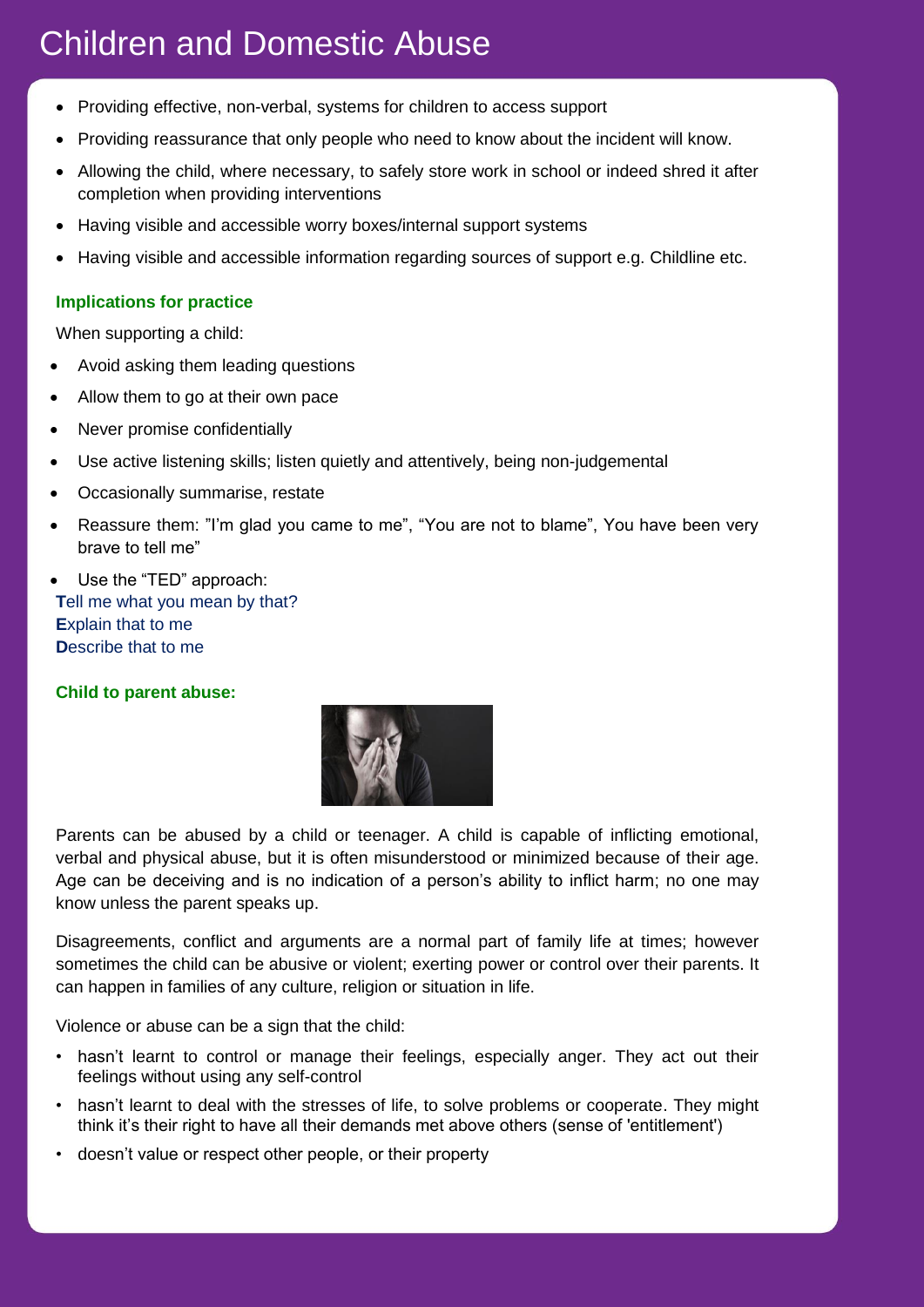# Children and Domestic Abuse

- Providing effective, non-verbal, systems for children to access support
- Providing reassurance that only people who need to know about the incident will know.
- Allowing the child, where necessary, to safely store work in school or indeed shred it after completion when providing interventions
- Having visible and accessible worry boxes/internal support systems
- Having visible and accessible information regarding sources of support e.g. Childline etc.

### Implications for practice

When supporting a child:

- Avoid asking them leading questions
- Allow them to go at their own pace
- Never promise confidentially
- Use active listening skills; listen quietly and attentively, being non-judgemental
- Occasionally summarise, restate
- Reassure them: "I'm glad you came to me", "You are not to blame", You have been very brave to tell me"
- Use the "TED" approach:

**T**ell me what you mean by that?
**E**xplain that to me
**D**escribe that to me

### Child to parent abuse:

Parents can be abused by a child or teenager. A child is capable of inflicting emotional, verbal and physical abuse, but it is often misunderstood or minimized because of their age. Age can be deceiving and is no indication of a person's ability to inflict harm; no one may know unless the parent speaks up.

Disagreements, conflict and arguments are a normal part of family life at times; however sometimes the child can be abusive or violent; exerting power or control over their parents. It can happen in families of any culture, religion or situation in life.

Violence or abuse can be a sign that the child:

- hasn't learnt to control or manage their feelings, especially anger. They act out their feelings without using any self-control
- hasn't learnt to deal with the stresses of life, to solve problems or cooperate. They might think it's their right to have all their demands met above others (sense of 'entitlement')
- doesn't value or respect other people, or their property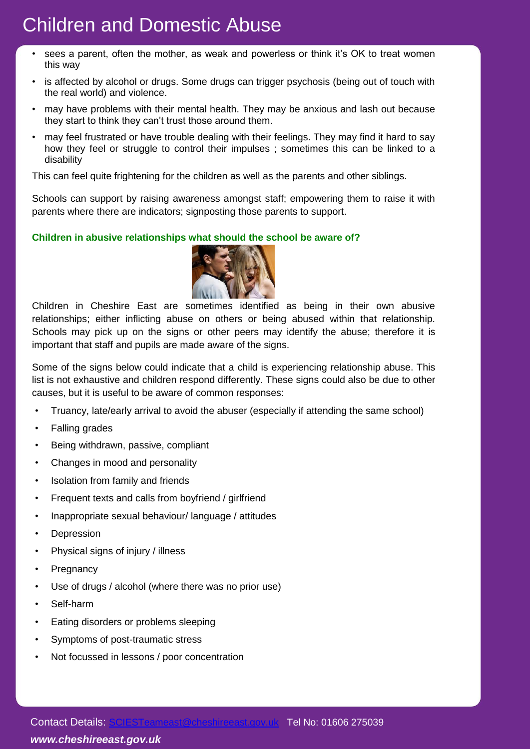- sees a parent, often the mother, as weak and powerless or think it's OK to treat women this way
- is affected by alcohol or drugs. Some drugs can trigger psychosis (being out of touch with the real world) and violence.
- may have problems with their mental health. They may be anxious and lash out because they start to think they can't trust those around them.
- may feel frustrated or have trouble dealing with their feelings. They may find it hard to say how they feel or struggle to control their impulses ; sometimes this can be linked to a disability

This can feel quite frightening for the children as well as the parents and other siblings.

Schools can support by raising awareness amongst staff; empowering them to raise it with parents where there are indicators; signposting those parents to support.

**Children in abusive relationships what should the school be aware of?**

Children in Cheshire East are sometimes identified as being in their own abusive relationships; either inflicting abuse on others or being abused within that relationship. Schools may pick up on the signs or other peers may identify the abuse; therefore it is important that staff and pupils are made aware of the signs.

Some of the signs below could indicate that a child is experiencing relationship abuse. This list is not exhaustive and children respond differently. These signs could also be due to other causes, but it is useful to be aware of common responses:

- Truancy, late/early arrival to avoid the abuser (especially if attending the same school)
- Falling grades
- Being withdrawn, passive, compliant
- Changes in mood and personality
- Isolation from family and friends
- Frequent texts and calls from boyfriend / girlfriend
- Inappropriate sexual behaviour/ language / attitudes
- Depression
- Physical signs of injury / illness
- Pregnancy
- Use of drugs / alcohol (where there was no prior use)
- Self-harm
- Eating disorders or problems sleeping
- Symptoms of post-traumatic stress
- Not focussed in lessons / poor concentration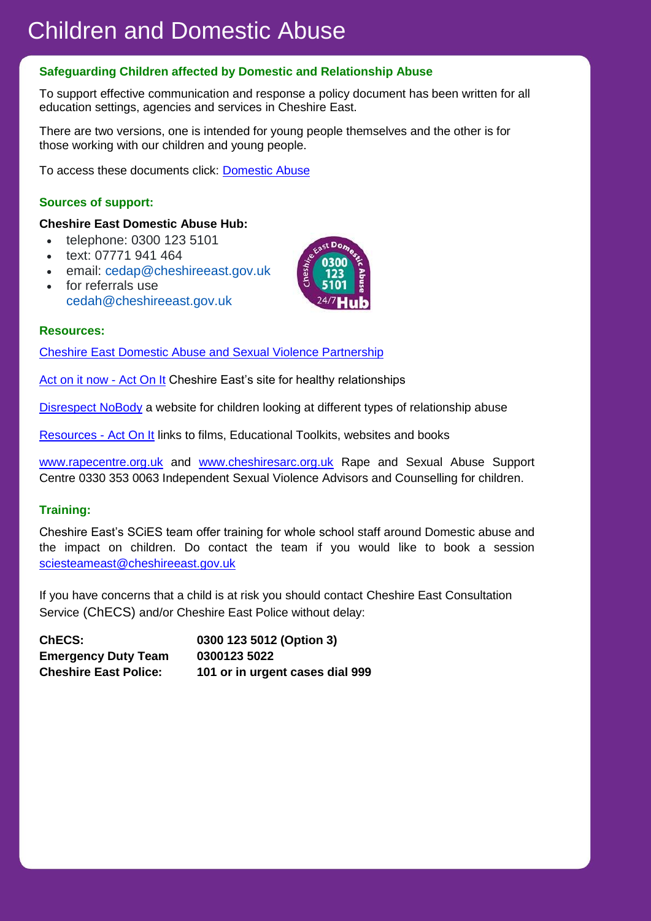# Children and Domestic Abuse

### Safeguarding Children affected by Domestic and Relationship Abuse

To support effective communication and response a policy document has been written for all education settings, agencies and services in Cheshire East.

There are two versions, one is intended for young people themselves and the other is for those working with our children and young people.

To access these documents click: Domestic Abuse

### Sources of support:

**Cheshire East Domestic Abuse Hub:**

- telephone: 0300 123 5101
- text: 07771 941 464
- email: cedap@cheshireeast.gov.uk
- for referrals use cedah@cheshireeast.gov.uk

### Resources:

Cheshire East Domestic Abuse and Sexual Violence Partnership

Act on it now - Act On It Cheshire East's site for healthy relationships

Disrespect NoBody a website for children looking at different types of relationship abuse

Resources - Act On It links to films, Educational Toolkits, websites and books

www.rapecentre.org.uk and www.cheshiresarc.org.uk Rape and Sexual Abuse Support Centre 0330 353 0063 Independent Sexual Violence Advisors and Counselling for children.

### Training:

Cheshire East's SCiES team offer training for whole school staff around Domestic abuse and the impact on children. Do contact the team if you would like to book a session sciesteameast@cheshireeast.gov.uk

If you have concerns that a child is at risk you should contact Cheshire East Consultation Service (ChECS) and/or Cheshire East Police without delay:

| | |
|---|---|
| **ChECS:** | **0300 123 5012 (Option 3)** |
| **Emergency Duty Team** | **0300123 5022** |
| **Cheshire East Police:** | **101 or in urgent cases dial 999** |